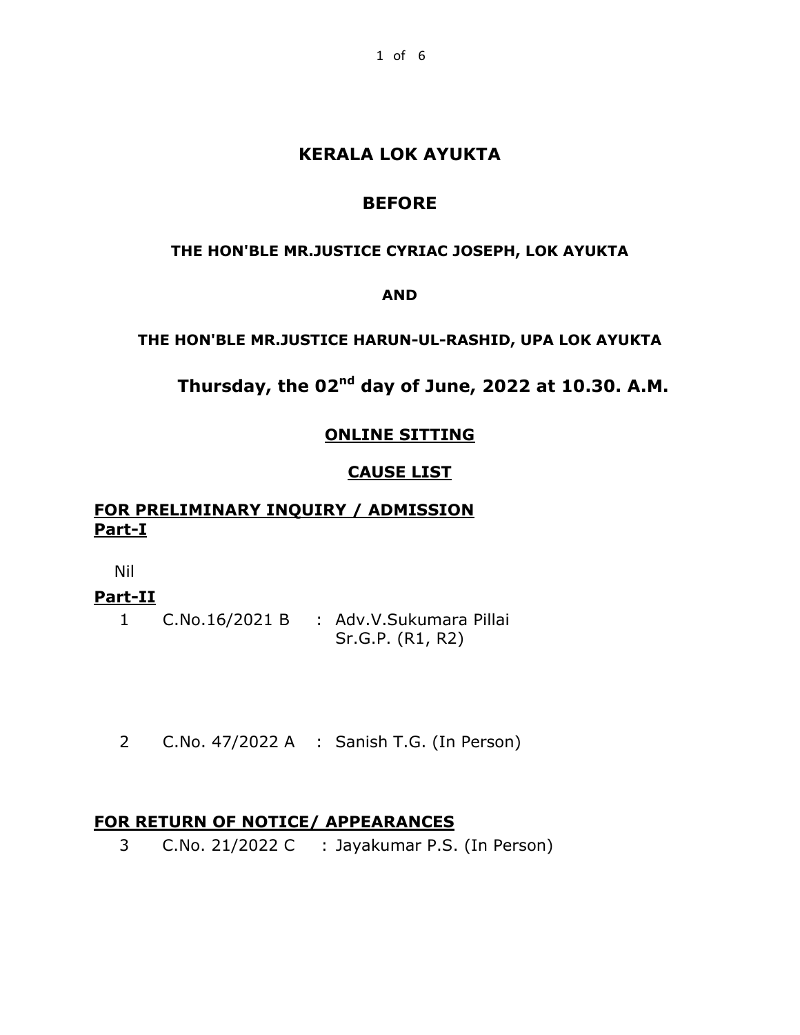# KERALA LOK AYUKTA

## BEFORE

**THE HON'BLE MR.JUSTICE CYRIAC JOSEPH, LOK AYUKTA**

**AND**

**THE HON'BLE MR.JUSTICE HARUN-UL-RASHID, UPA LOK AYUKTA**

## Thursday, the 02nd day of June, 2022 at 10.30. A.M.

**ONLINE SITTING**

**CAUSE LIST**

### FOR PRELIMINARY INQUIRY / ADMISSION

**Part-I**

Nil

**Part-II**

1 C.No.16/2021 B : Adv.V.Sukumara Pillai
Sr.G.P. (R1, R2)

2 C.No. 47/2022 A : Sanish T.G. (In Person)

### FOR RETURN OF NOTICE/ APPEARANCES

3 C.No. 21/2022 C : Jayakumar P.S. (In Person)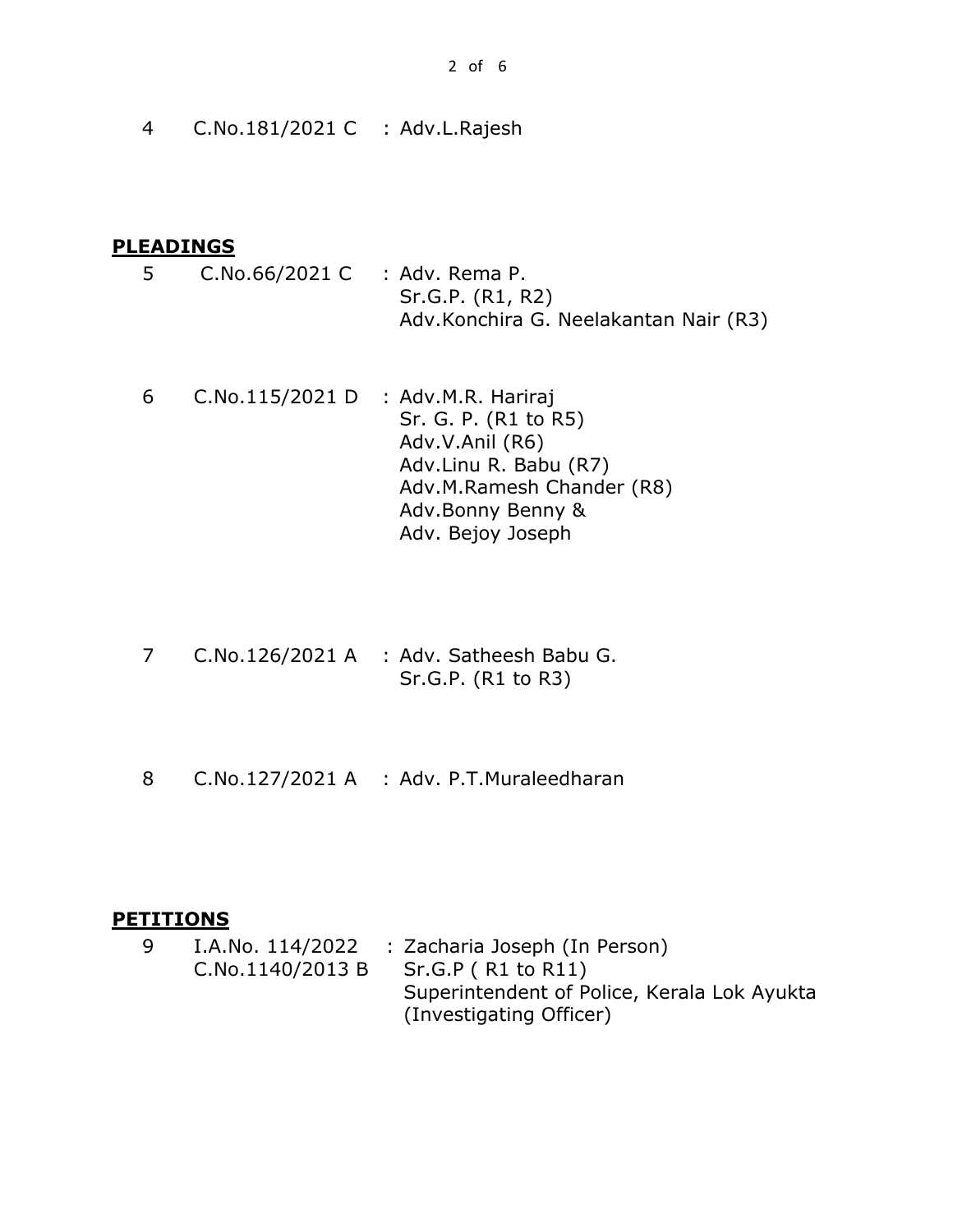| | | |
|---|---|---|
| 4 | C.No.181/2021 C | : Adv.L.Rajesh |

## PLEADINGS

| | | |
|---|---|---|
| 5 | C.No.66/2021 C | : Adv. Rema P.<br>Sr.G.P. (R1, R2)<br>Adv.Konchira G. Neelakantan Nair (R3) |
| 6 | C.No.115/2021 D | : Adv.M.R. Hariraj<br>Sr. G. P. (R1 to R5)<br>Adv.V.Anil (R6)<br>Adv.Linu R. Babu (R7)<br>Adv.M.Ramesh Chander (R8)<br>Adv.Bonny Benny &<br>Adv. Bejoy Joseph |
| 7 | C.No.126/2021 A | : Adv. Satheesh Babu G.<br>Sr.G.P. (R1 to R3) |
| 8 | C.No.127/2021 A | : Adv. P.T.Muraleedharan |

## PETITIONS

| | | |
|---|---|---|
| 9 | I.A.No. 114/2022<br>C.No.1140/2013 B | : Zacharia Joseph (In Person)<br>Sr.G.P ( R1 to R11)<br>Superintendent of Police, Kerala Lok Ayukta<br>(Investigating Officer) |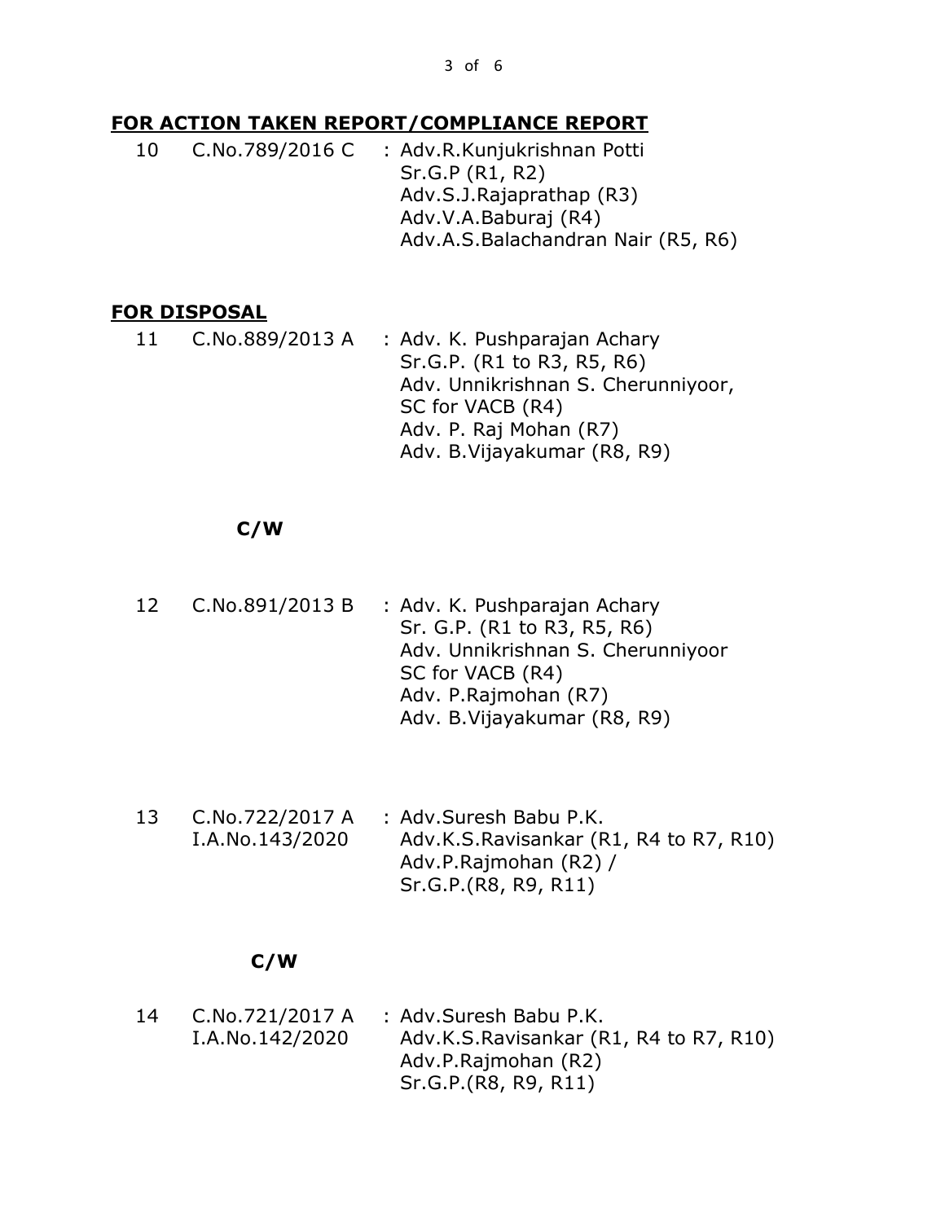**FOR ACTION TAKEN REPORT/COMPLIANCE REPORT**

| | | |
|---|---|---|
| 10 | C.No.789/2016 C | : Adv.R.Kunjukrishnan Potti<br>Sr.G.P (R1, R2)<br>Adv.S.J.Rajaprathap (R3)<br>Adv.V.A.Baburaj (R4)<br>Adv.A.S.Balachandran Nair (R5, R6) |

**FOR DISPOSAL**

| | | |
|---|---|---|
| 11 | C.No.889/2013 A | : Adv. K. Pushparajan Achary<br>Sr.G.P. (R1 to R3, R5, R6)<br>Adv. Unnikrishnan S. Cherunniyoor,<br>SC for VACB (R4)<br>Adv. P. Raj Mohan (R7)<br>Adv. B.Vijayakumar (R8, R9) |

**C/W**

| | | |
|---|---|---|
| 12 | C.No.891/2013 B | : Adv. K. Pushparajan Achary<br>Sr. G.P. (R1 to R3, R5, R6)<br>Adv. Unnikrishnan S. Cherunniyoor<br>SC for VACB (R4)<br>Adv. P.Rajmohan (R7)<br>Adv. B.Vijayakumar (R8, R9) |
| 13 | C.No.722/2017 A<br>I.A.No.143/2020 | : Adv.Suresh Babu P.K.<br>Adv.K.S.Ravisankar (R1, R4 to R7, R10)<br>Adv.P.Rajmohan (R2) /<br>Sr.G.P.(R8, R9, R11) |

**C/W**

| | | |
|---|---|---|
| 14 | C.No.721/2017 A<br>I.A.No.142/2020 | : Adv.Suresh Babu P.K.<br>Adv.K.S.Ravisankar (R1, R4 to R7, R10)<br>Adv.P.Rajmohan (R2)<br>Sr.G.P.(R8, R9, R11) |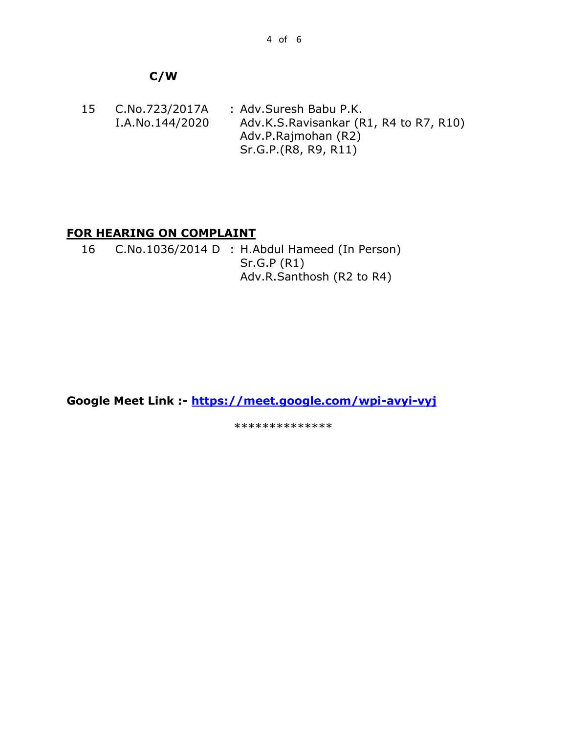**C/W**

| | | |
|---|---|---|
| 15 | C.No.723/2017A<br>I.A.No.144/2020 | : Adv.Suresh Babu P.K.<br>Adv.K.S.Ravisankar (R1, R4 to R7, R10)<br>Adv.P.Rajmohan (R2)<br>Sr.G.P.(R8, R9, R11) |

**FOR HEARING ON COMPLAINT**

| | | |
|---|---|---|
| 16 | C.No.1036/2014 D | : H.Abdul Hameed (In Person)<br>Sr.G.P (R1)<br>Adv.R.Santhosh (R2 to R4) |

**Google Meet Link :- https://meet.google.com/wpi-avyi-vyj**

**************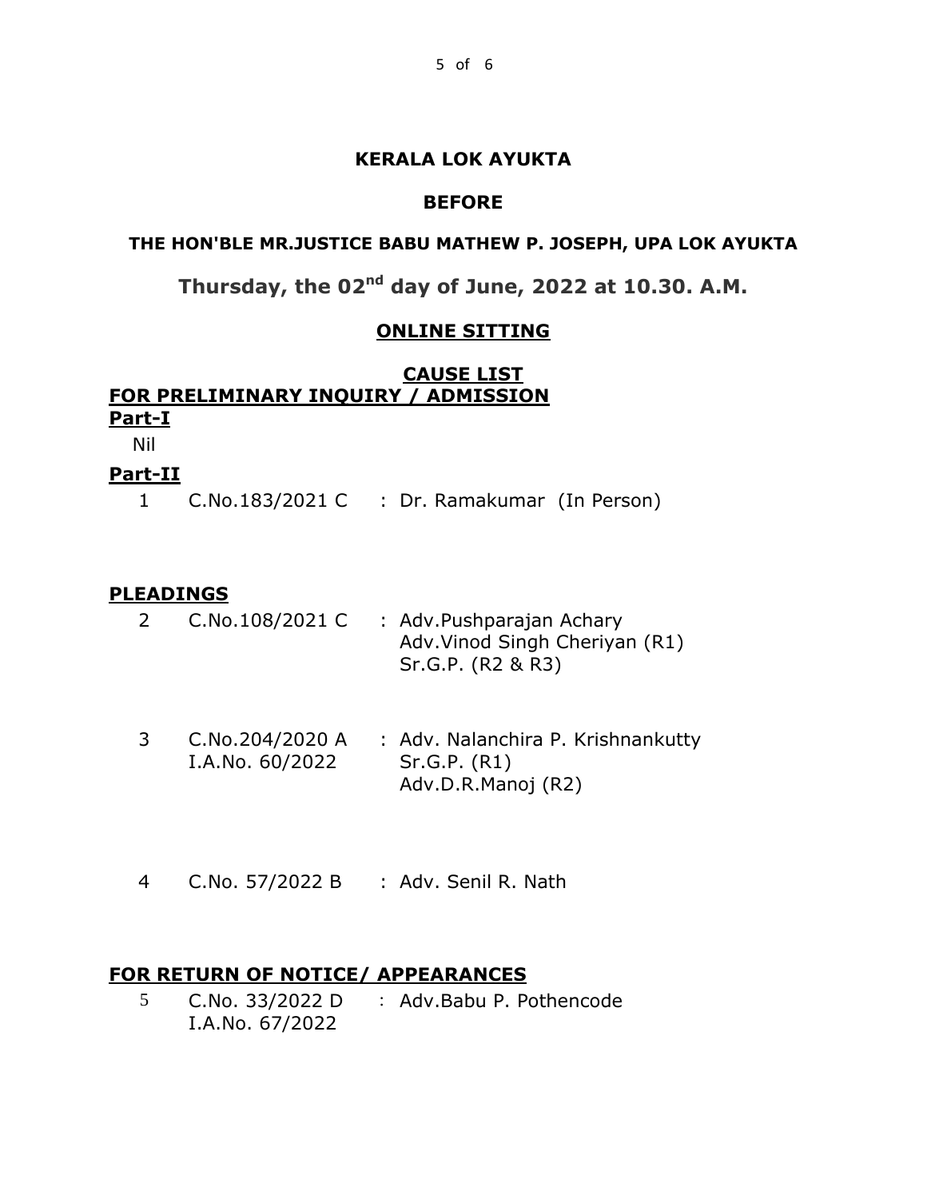**KERALA LOK AYUKTA**

**BEFORE**

**THE HON'BLE MR.JUSTICE BABU MATHEW P. JOSEPH, UPA LOK AYUKTA**

## Thursday, the 02[nd] day of June, 2022 at 10.30. A.M.

**ONLINE SITTING**

**CAUSE LIST**

**FOR PRELIMINARY INQUIRY / ADMISSION**

**Part-I**

Nil

**Part-II**

| | | |
|---|---|---|
| 1 | C.No.183/2021 C | : Dr. Ramakumar (In Person) |

**PLEADINGS**

| | | |
|---|---|---|
| 2 | C.No.108/2021 C | : Adv.Pushparajan Achary<br>Adv.Vinod Singh Cheriyan (R1)<br>Sr.G.P. (R2 & R3) |
| 3 | C.No.204/2020 A<br>I.A.No. 60/2022 | : Adv. Nalanchira P. Krishnankutty<br>Sr.G.P. (R1)<br>Adv.D.R.Manoj (R2) |
| 4 | C.No. 57/2022 B | : Adv. Senil R. Nath |

**FOR RETURN OF NOTICE/ APPEARANCES**

| | | |
|---|---|---|
| 5 | C.No. 33/2022 D<br>I.A.No. 67/2022 | : Adv.Babu P. Pothencode |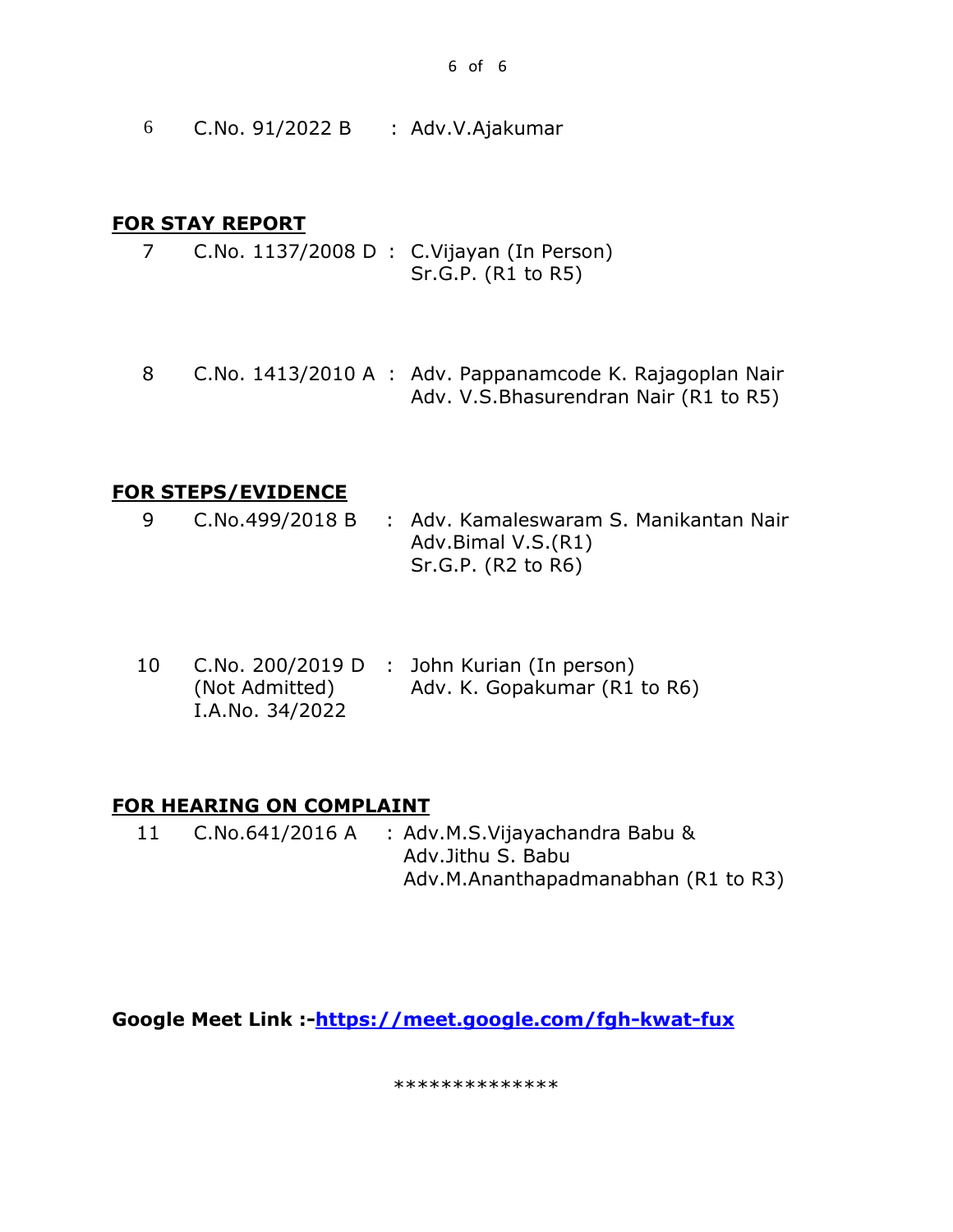6 C.No. 91/2022 B : Adv.V.Ajakumar

**FOR STAY REPORT**

7 C.No. 1137/2008 D : C.Vijayan (In Person)
Sr.G.P. (R1 to R5)

8 C.No. 1413/2010 A : Adv. Pappanamcode K. Rajagoplan Nair
Adv. V.S.Bhasurendran Nair (R1 to R5)

**FOR STEPS/EVIDENCE**

9 C.No.499/2018 B : Adv. Kamaleswaram S. Manikantan Nair
Adv.Bimal V.S.(R1)
Sr.G.P. (R2 to R6)

10 C.No. 200/2019 D (Not Admitted) I.A.No. 34/2022 : John Kurian (In person)
Adv. K. Gopakumar (R1 to R6)

**FOR HEARING ON COMPLAINT**

11 C.No.641/2016 A : Adv.M.S.Vijayachandra Babu &
Adv.Jithu S. Babu
Adv.M.Ananthapadmanabhan (R1 to R3)

**Google Meet Link :-[https://meet.google.com/fgh-kwat-fux](https://meet.google.com/fgh-kwat-fux)**

**************